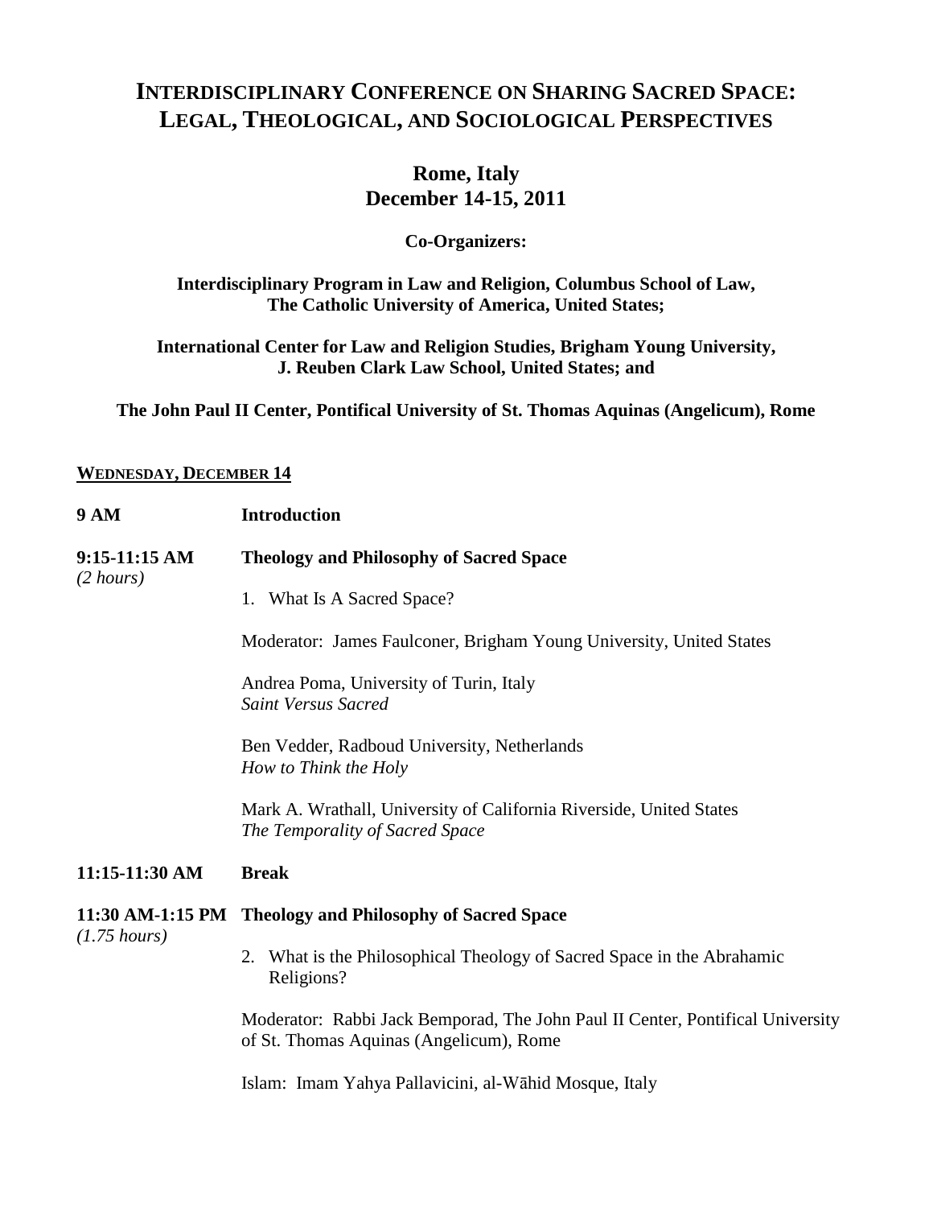# INTERDISCIPLINARY CONFERENCE ON SHARING SACRED SPACE: LEGAL, THEOLOGICAL, AND SOCIOLOGICAL PERSPECTIVES

## Rome, Italy
## December 14-15, 2011

**Co-Organizers:**

**Interdisciplinary Program in Law and Religion, Columbus School of Law, The Catholic University of America, United States;**

**International Center for Law and Religion Studies, Brigham Young University, J. Reuben Clark Law School, United States; and**

**The John Paul II Center, Pontifical University of St. Thomas Aquinas (Angelicum), Rome**

**WEDNESDAY, DECEMBER 14**

**9 AM** **Introduction**

**9:15-11:15 AM** *(2 hours)* **Theology and Philosophy of Sacred Space**

1. What Is A Sacred Space?

Moderator: James Faulconer, Brigham Young University, United States

Andrea Poma, University of Turin, Italy
*Saint Versus Sacred*

Ben Vedder, Radboud University, Netherlands
*How to Think the Holy*

Mark A. Wrathall, University of California Riverside, United States
*The Temporality of Sacred Space*

**11:15-11:30 AM** **Break**

**11:30 AM-1:15 PM** *(1.75 hours)* **Theology and Philosophy of Sacred Space**

2. What is the Philosophical Theology of Sacred Space in the Abrahamic Religions?

Moderator: Rabbi Jack Bemporad, The John Paul II Center, Pontifical University of St. Thomas Aquinas (Angelicum), Rome

Islam: Imam Yahya Pallavicini, al-Wāhid Mosque, Italy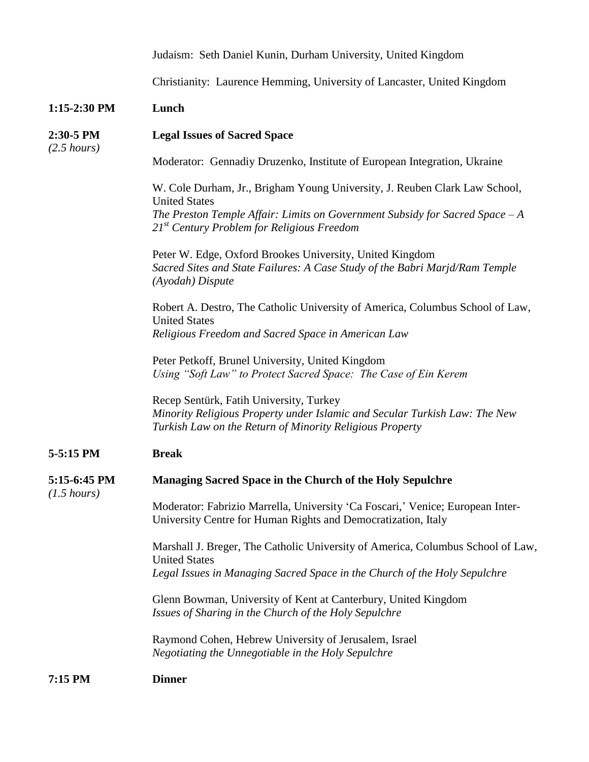Judaism: Seth Daniel Kunin, Durham University, United Kingdom

Christianity: Laurence Hemming, University of Lancaster, United Kingdom

**1:15-2:30 PM** **Lunch**

**2:30-5 PM** *(2.5 hours)* **Legal Issues of Sacred Space**

Moderator: Gennadiy Druzenko, Institute of European Integration, Ukraine

W. Cole Durham, Jr., Brigham Young University, J. Reuben Clark Law School, United States
*The Preston Temple Affair: Limits on Government Subsidy for Sacred Space – A 21st Century Problem for Religious Freedom*

Peter W. Edge, Oxford Brookes University, United Kingdom
*Sacred Sites and State Failures: A Case Study of the Babri Marjd/Ram Temple (Ayodah) Dispute*

Robert A. Destro, The Catholic University of America, Columbus School of Law, United States
*Religious Freedom and Sacred Space in American Law*

Peter Petkoff, Brunel University, United Kingdom
*Using "Soft Law" to Protect Sacred Space: The Case of Ein Kerem*

Recep Sentürk, Fatih University, Turkey
*Minority Religious Property under Islamic and Secular Turkish Law: The New Turkish Law on the Return of Minority Religious Property*

**5-5:15 PM** **Break**

**5:15-6:45 PM** *(1.5 hours)* **Managing Sacred Space in the Church of the Holy Sepulchre**

Moderator: Fabrizio Marrella, University 'Ca Foscari,' Venice; European Inter-University Centre for Human Rights and Democratization, Italy

Marshall J. Breger, The Catholic University of America, Columbus School of Law, United States
*Legal Issues in Managing Sacred Space in the Church of the Holy Sepulchre*

Glenn Bowman, University of Kent at Canterbury, United Kingdom
*Issues of Sharing in the Church of the Holy Sepulchre*

Raymond Cohen, Hebrew University of Jerusalem, Israel
*Negotiating the Unnegotiable in the Holy Sepulchre*

**7:15 PM** **Dinner**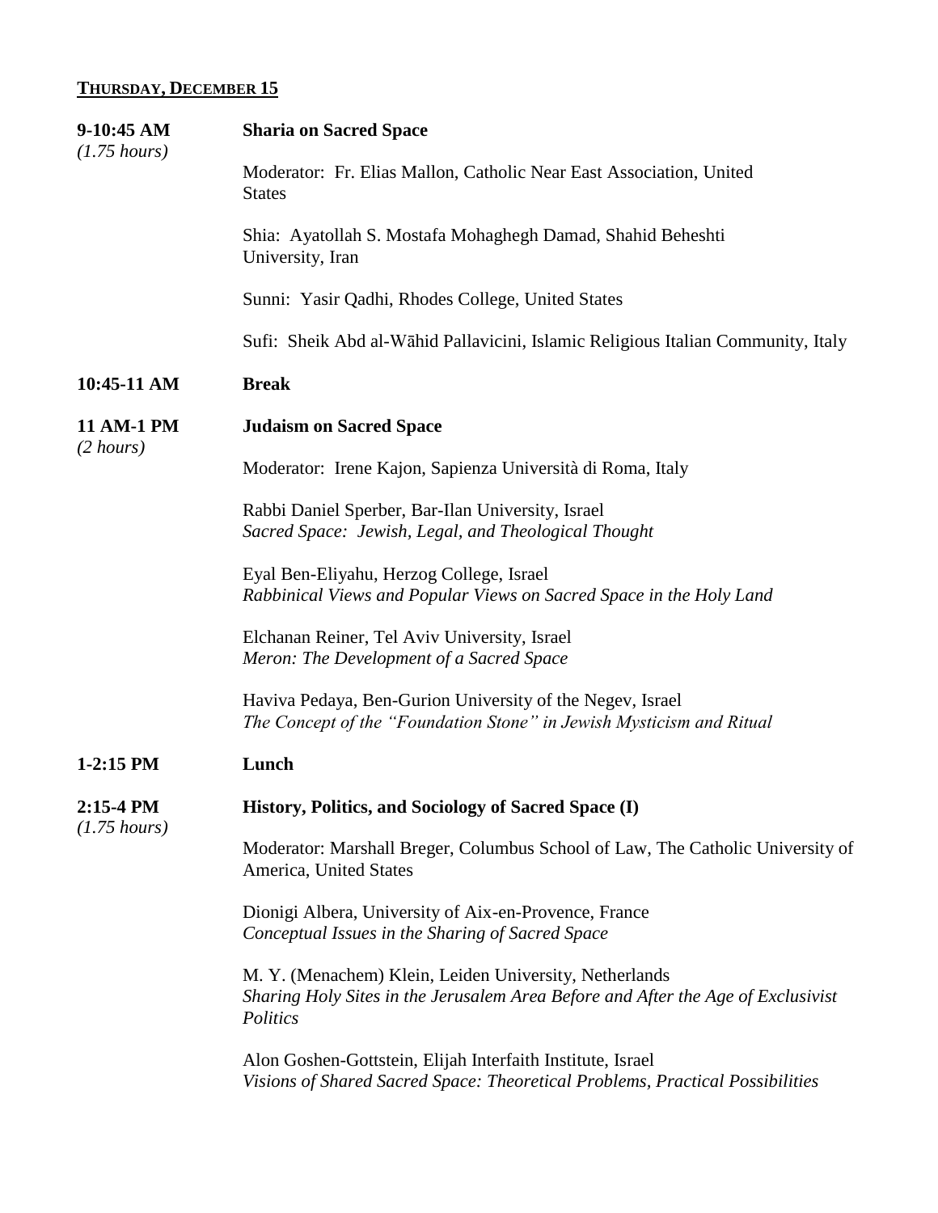## **THURSDAY, DECEMBER 15**

**9-10:45 AM** *(1.75 hours)*

**Sharia on Sacred Space**

Moderator: Fr. Elias Mallon, Catholic Near East Association, United States

Shia: Ayatollah S. Mostafa Mohaghegh Damad, Shahid Beheshti University, Iran

Sunni: Yasir Qadhi, Rhodes College, United States

Sufi: Sheik Abd al-Wāhid Pallavicini, Islamic Religious Italian Community, Italy

**10:45-11 AM** **Break**

**11 AM-1 PM** *(2 hours)*

**Judaism on Sacred Space**

Moderator: Irene Kajon, Sapienza Università di Roma, Italy

Rabbi Daniel Sperber, Bar-Ilan University, Israel
*Sacred Space: Jewish, Legal, and Theological Thought*

Eyal Ben-Eliyahu, Herzog College, Israel
*Rabbinical Views and Popular Views on Sacred Space in the Holy Land*

Elchanan Reiner, Tel Aviv University, Israel
*Meron: The Development of a Sacred Space*

Haviva Pedaya, Ben-Gurion University of the Negev, Israel
*The Concept of the "Foundation Stone" in Jewish Mysticism and Ritual*

**1-2:15 PM** **Lunch**

**2:15-4 PM** *(1.75 hours)*

**History, Politics, and Sociology of Sacred Space (I)**

Moderator: Marshall Breger, Columbus School of Law, The Catholic University of America, United States

Dionigi Albera, University of Aix-en-Provence, France
*Conceptual Issues in the Sharing of Sacred Space*

M. Y. (Menachem) Klein, Leiden University, Netherlands
*Sharing Holy Sites in the Jerusalem Area Before and After the Age of Exclusivist Politics*

Alon Goshen-Gottstein, Elijah Interfaith Institute, Israel
*Visions of Shared Sacred Space: Theoretical Problems, Practical Possibilities*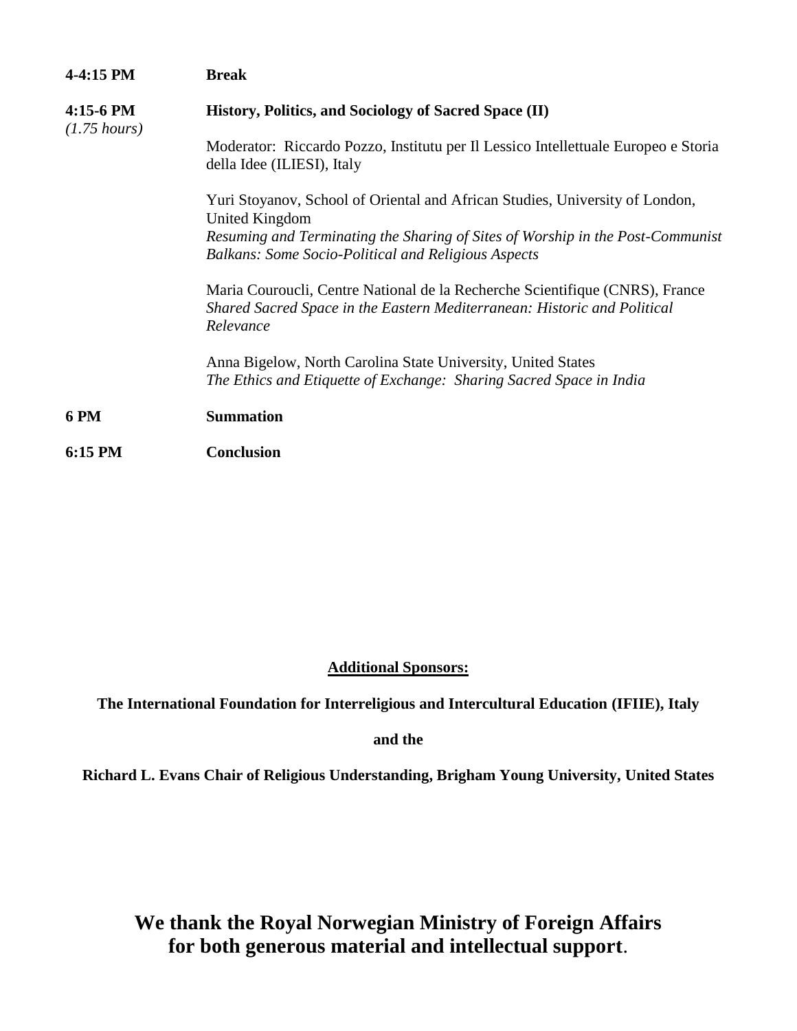**4-4:15 PM** **Break**

**4:15-6 PM** *(1.75 hours)* **History, Politics, and Sociology of Sacred Space (II)**

Moderator: Riccardo Pozzo, Institutu per Il Lessico Intellettuale Europeo e Storia della Idee (ILIESI), Italy

Yuri Stoyanov, School of Oriental and African Studies, University of London, United Kingdom
*Resuming and Terminating the Sharing of Sites of Worship in the Post-Communist Balkans: Some Socio-Political and Religious Aspects*

Maria Couroucli, Centre National de la Recherche Scientifique (CNRS), France
*Shared Sacred Space in the Eastern Mediterranean: Historic and Political Relevance*

Anna Bigelow, North Carolina State University, United States
*The Ethics and Etiquette of Exchange: Sharing Sacred Space in India*

**6 PM** **Summation**

**6:15 PM** **Conclusion**

**Additional Sponsors:**

**The International Foundation for Interreligious and Intercultural Education (IFIIE), Italy**

**and the**

**Richard L. Evans Chair of Religious Understanding, Brigham Young University, United States**

**We thank the Royal Norwegian Ministry of Foreign Affairs for both generous material and intellectual support.**